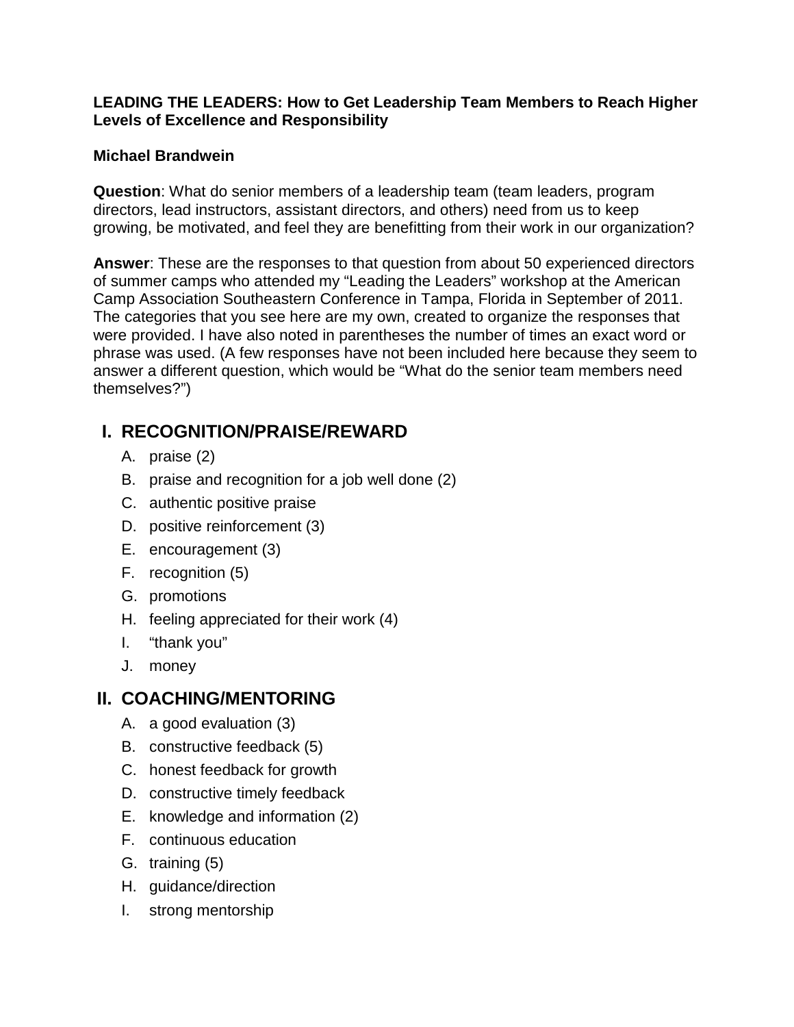**LEADING THE LEADERS: How to Get Leadership Team Members to Reach Higher Levels of Excellence and Responsibility**

**Michael Brandwein**

**Question**: What do senior members of a leadership team (team leaders, program directors, lead instructors, assistant directors, and others) need from us to keep growing, be motivated, and feel they are benefitting from their work in our organization?

**Answer**: These are the responses to that question from about 50 experienced directors of summer camps who attended my "Leading the Leaders" workshop at the American Camp Association Southeastern Conference in Tampa, Florida in September of 2011. The categories that you see here are my own, created to organize the responses that were provided. I have also noted in parentheses the number of times an exact word or phrase was used. (A few responses have not been included here because they seem to answer a different question, which would be "What do the senior team members need themselves?")

## I. RECOGNITION/PRAISE/REWARD

A. praise (2)
B. praise and recognition for a job well done (2)
C. authentic positive praise
D. positive reinforcement (3)
E. encouragement (3)
F. recognition (5)
G. promotions
H. feeling appreciated for their work (4)
I. "thank you"
J. money

## II. COACHING/MENTORING

A. a good evaluation (3)
B. constructive feedback (5)
C. honest feedback for growth
D. constructive timely feedback
E. knowledge and information (2)
F. continuous education
G. training (5)
H. guidance/direction
I. strong mentorship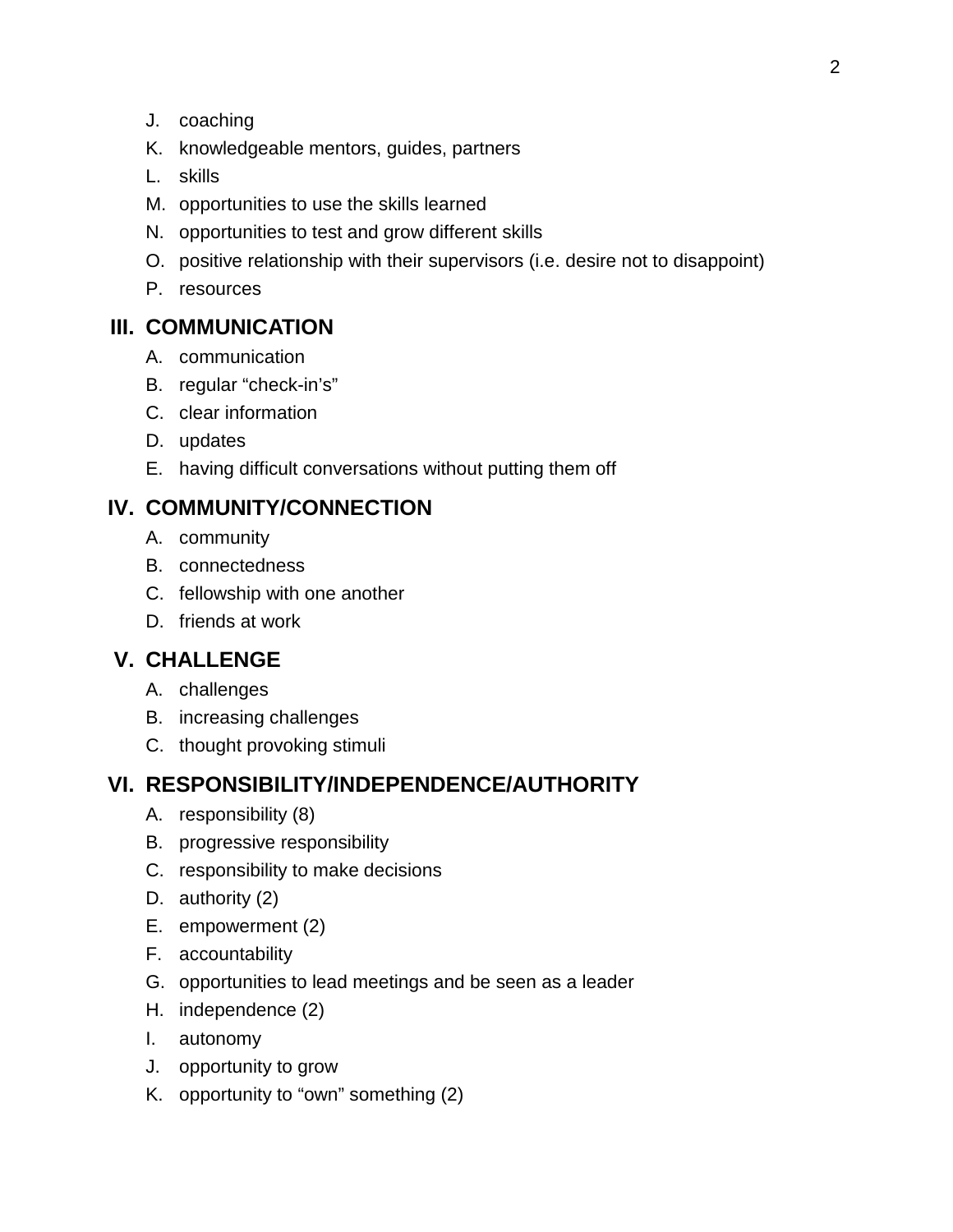J. coaching
K. knowledgeable mentors, guides, partners
L. skills
M. opportunities to use the skills learned
N. opportunities to test and grow different skills
O. positive relationship with their supervisors (i.e. desire not to disappoint)
P. resources

## III. COMMUNICATION

A. communication
B. regular "check-in's"
C. clear information
D. updates
E. having difficult conversations without putting them off

## IV. COMMUNITY/CONNECTION

A. community
B. connectedness
C. fellowship with one another
D. friends at work

## V. CHALLENGE

A. challenges
B. increasing challenges
C. thought provoking stimuli

## VI. RESPONSIBILITY/INDEPENDENCE/AUTHORITY

A. responsibility (8)
B. progressive responsibility
C. responsibility to make decisions
D. authority (2)
E. empowerment (2)
F. accountability
G. opportunities to lead meetings and be seen as a leader
H. independence (2)
I. autonomy
J. opportunity to grow
K. opportunity to "own" something (2)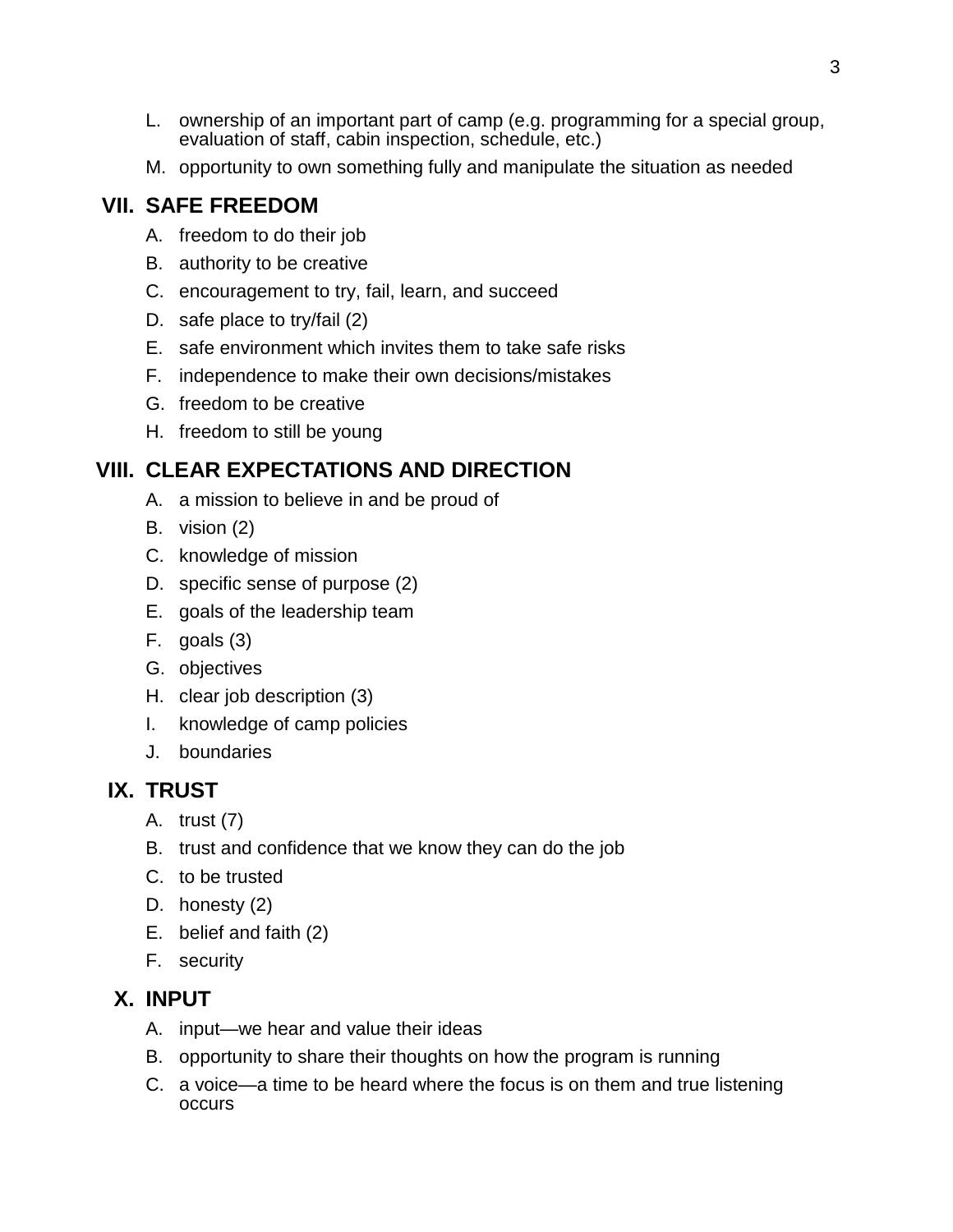L. ownership of an important part of camp (e.g. programming for a special group, evaluation of staff, cabin inspection, schedule, etc.)
M. opportunity to own something fully and manipulate the situation as needed

## VII. SAFE FREEDOM

A. freedom to do their job
B. authority to be creative
C. encouragement to try, fail, learn, and succeed
D. safe place to try/fail (2)
E. safe environment which invites them to take safe risks
F. independence to make their own decisions/mistakes
G. freedom to be creative
H. freedom to still be young

## VIII. CLEAR EXPECTATIONS AND DIRECTION

A. a mission to believe in and be proud of
B. vision (2)
C. knowledge of mission
D. specific sense of purpose (2)
E. goals of the leadership team
F. goals (3)
G. objectives
H. clear job description (3)
I. knowledge of camp policies
J. boundaries

## IX. TRUST

A. trust (7)
B. trust and confidence that we know they can do the job
C. to be trusted
D. honesty (2)
E. belief and faith (2)
F. security

## X. INPUT

A. input—we hear and value their ideas
B. opportunity to share their thoughts on how the program is running
C. a voice—a time to be heard where the focus is on them and true listening occurs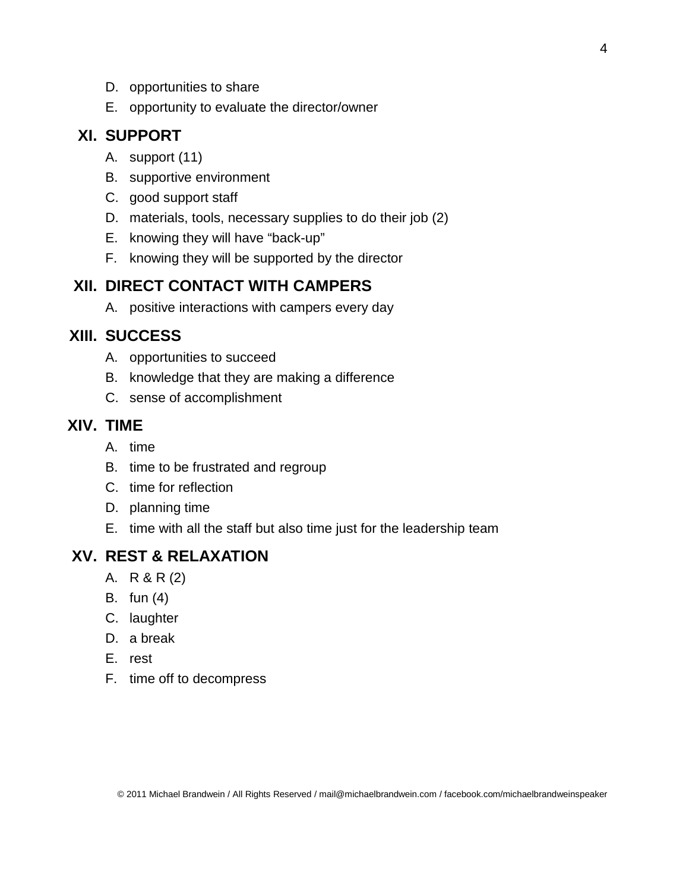D. opportunities to share
E. opportunity to evaluate the director/owner

## XI. SUPPORT

A. support (11)
B. supportive environment
C. good support staff
D. materials, tools, necessary supplies to do their job (2)
E. knowing they will have "back-up"
F. knowing they will be supported by the director

## XII. DIRECT CONTACT WITH CAMPERS

A. positive interactions with campers every day

## XIII. SUCCESS

A. opportunities to succeed
B. knowledge that they are making a difference
C. sense of accomplishment

## XIV. TIME

A. time
B. time to be frustrated and regroup
C. time for reflection
D. planning time
E. time with all the staff but also time just for the leadership team

## XV. REST & RELAXATION

A. R & R (2)
B. fun (4)
C. laughter
D. a break
E. rest
F. time off to decompress

© 2011 Michael Brandwein / All Rights Reserved / mail@michaelbrandwein.com / facebook.com/michaelbrandweinspeaker